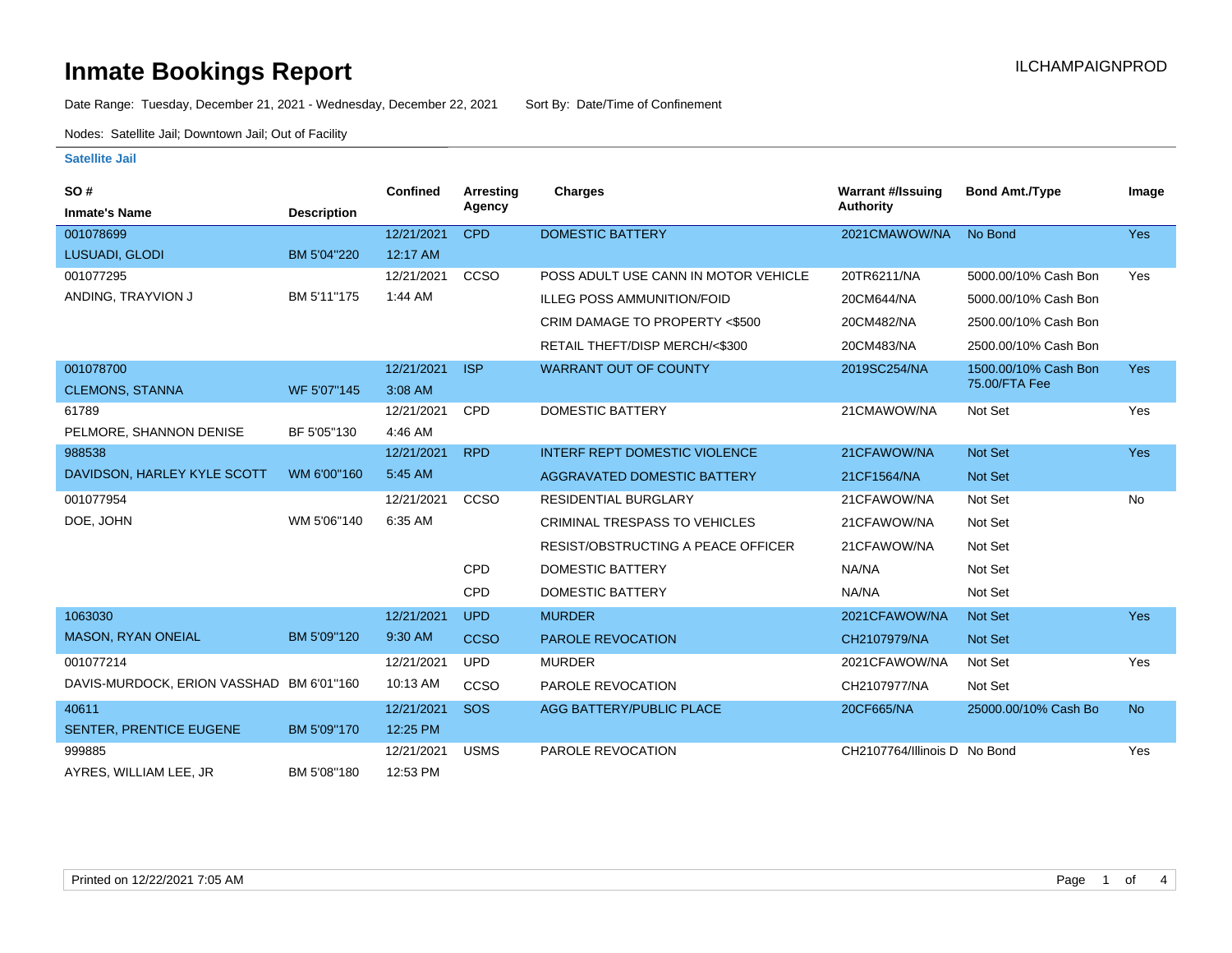# Inmate Bookings Report

ILCHAMPAIGNPROD

Date Range: Tuesday, December 21, 2021 - Wednesday, December 22, 2021 Sort By: Date/Time of Confinement

Nodes: Satellite Jail; Downtown Jail; Out of Facility

## Satellite Jail

| SO # / Inmate's Name | Description | Confined | Arresting Agency | Charges | Warrant #/Issuing Authority | Bond Amt./Type | Image |
|---|---|---|---|---|---|---|---|
| 001078699 | | 12/21/2021 | CPD | DOMESTIC BATTERY | 2021CMAWOW/NA | No Bond | Yes |
| LUSUADI, GLODI | BM 5'04"220 | 12:17 AM | | | | | |
| 001077295 | | 12/21/2021 | CCSO | POSS ADULT USE CANN IN MOTOR VEHICLE | 20TR6211/NA | 5000.00/10% Cash Bon | Yes |
| ANDING, TRAYVION J | BM 5'11"175 | 1:44 AM | | ILLEG POSS AMMUNITION/FOID | 20CM644/NA | 5000.00/10% Cash Bon | |
| | | | | CRIM DAMAGE TO PROPERTY <$500 | 20CM482/NA | 2500.00/10% Cash Bon | |
| | | | | RETAIL THEFT/DISP MERCH/<$300 | 20CM483/NA | 2500.00/10% Cash Bon | |
| 001078700 | | 12/21/2021 | ISP | WARRANT OUT OF COUNTY | 2019SC254/NA | 1500.00/10% Cash Bon 75.00/FTA Fee | Yes |
| CLEMONS, STANNA | WF 5'07"145 | 3:08 AM | | | | | |
| 61789 | | 12/21/2021 | CPD | DOMESTIC BATTERY | 21CMAWOW/NA | Not Set | Yes |
| PELMORE, SHANNON DENISE | BF 5'05"130 | 4:46 AM | | | | | |
| 988538 | | 12/21/2021 | RPD | INTERF REPT DOMESTIC VIOLENCE | 21CFAWOW/NA | Not Set | Yes |
| DAVIDSON, HARLEY KYLE SCOTT | WM 6'00"160 | 5:45 AM | | AGGRAVATED DOMESTIC BATTERY | 21CF1564/NA | Not Set | |
| 001077954 | | 12/21/2021 | CCSO | RESIDENTIAL BURGLARY | 21CFAWOW/NA | Not Set | No |
| DOE, JOHN | WM 5'06"140 | 6:35 AM | | CRIMINAL TRESPASS TO VEHICLES | 21CFAWOW/NA | Not Set | |
| | | | | RESIST/OBSTRUCTING A PEACE OFFICER | 21CFAWOW/NA | Not Set | |
| | | | CPD | DOMESTIC BATTERY | NA/NA | Not Set | |
| | | | CPD | DOMESTIC BATTERY | NA/NA | Not Set | |
| 1063030 | | 12/21/2021 | UPD | MURDER | 2021CFAWOW/NA | Not Set | Yes |
| MASON, RYAN ONEIAL | BM 5'09"120 | 9:30 AM | CCSO | PAROLE REVOCATION | CH2107979/NA | Not Set | |
| 001077214 | | 12/21/2021 | UPD | MURDER | 2021CFAWOW/NA | Not Set | Yes |
| DAVIS-MURDOCK, ERION VASSHAD | BM 6'01"160 | 10:13 AM | CCSO | PAROLE REVOCATION | CH2107977/NA | Not Set | |
| 40611 | | 12/21/2021 | SOS | AGG BATTERY/PUBLIC PLACE | 20CF665/NA | 25000.00/10% Cash Bo | No |
| SENTER, PRENTICE EUGENE | BM 5'09"170 | 12:25 PM | | | | | |
| 999885 | | 12/21/2021 | USMS | PAROLE REVOCATION | CH2107764/Illinois D | No Bond | Yes |
| AYRES, WILLIAM LEE, JR | BM 5'08"180 | 12:53 PM | | | | | |

Printed on 12/22/2021 7:05 AM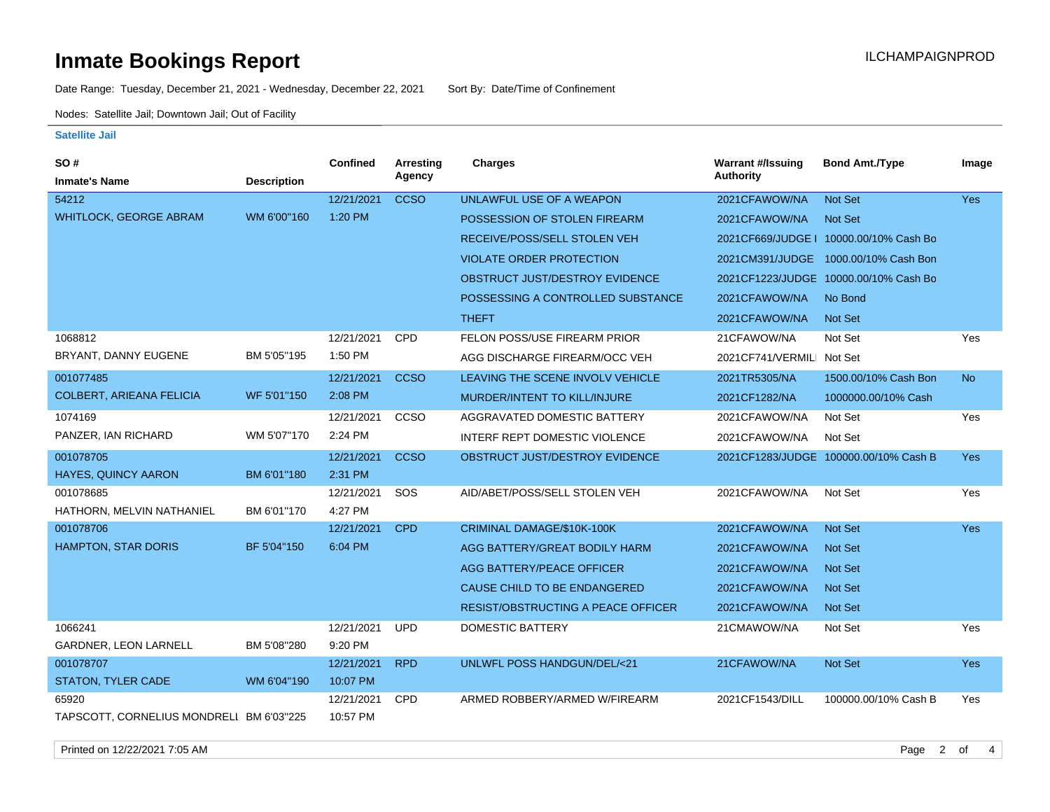# Inmate Bookings Report

ILCHAMPAIGNPROD

Date Range: Tuesday, December 21, 2021 - Wednesday, December 22, 2021    Sort By: Date/Time of Confinement

Nodes: Satellite Jail; Downtown Jail; Out of Facility

**Satellite Jail**

| SO # / Inmate's Name | Description | Confined | Arresting Agency | Charges | Warrant #/Issuing Authority | Bond Amt./Type | Image |
|---|---|---|---|---|---|---|---|
| 54212 WHITLOCK, GEORGE ABRAM | WM 6'00"160 | 12/21/2021 1:20 PM | CCSO | UNLAWFUL USE OF A WEAPON | 2021CFAWOW/NA | Not Set | Yes |
| | | | | POSSESSION OF STOLEN FIREARM | 2021CFAWOW/NA | Not Set | |
| | | | | RECEIVE/POSS/SELL STOLEN VEH | 2021CF669/JUDGE I | 10000.00/10% Cash Bo | |
| | | | | VIOLATE ORDER PROTECTION | 2021CM391/JUDGE | 1000.00/10% Cash Bon | |
| | | | | OBSTRUCT JUST/DESTROY EVIDENCE | 2021CF1223/JUDGE | 10000.00/10% Cash Bo | |
| | | | | POSSESSING A CONTROLLED SUBSTANCE | 2021CFAWOW/NA | No Bond | |
| | | | | THEFT | 2021CFAWOW/NA | Not Set | |
| 1068812 BRYANT, DANNY EUGENE | BM 5'05"195 | 12/21/2021 1:50 PM | CPD | FELON POSS/USE FIREARM PRIOR | 21CFAWOW/NA | Not Set | Yes |
| | | | | AGG DISCHARGE FIREARM/OCC VEH | 2021CF741/VERMILI | Not Set | |
| 001077485 COLBERT, ARIEANA FELICIA | WF 5'01"150 | 12/21/2021 2:08 PM | CCSO | LEAVING THE SCENE INVOLV VEHICLE | 2021TR5305/NA | 1500.00/10% Cash Bon | No |
| | | | | MURDER/INTENT TO KILL/INJURE | 2021CF1282/NA | 1000000.00/10% Cash | |
| 1074169 PANZER, IAN RICHARD | WM 5'07"170 | 12/21/2021 2:24 PM | CCSO | AGGRAVATED DOMESTIC BATTERY | 2021CFAWOW/NA | Not Set | Yes |
| | | | | INTERF REPT DOMESTIC VIOLENCE | 2021CFAWOW/NA | Not Set | |
| 001078705 HAYES, QUINCY AARON | BM 6'01"180 | 12/21/2021 2:31 PM | CCSO | OBSTRUCT JUST/DESTROY EVIDENCE | 2021CF1283/JUDGE | 100000.00/10% Cash B | Yes |
| 001078685 HATHORN, MELVIN NATHANIEL | BM 6'01"170 | 12/21/2021 4:27 PM | SOS | AID/ABET/POSS/SELL STOLEN VEH | 2021CFAWOW/NA | Not Set | Yes |
| 001078706 HAMPTON, STAR DORIS | BF 5'04"150 | 12/21/2021 6:04 PM | CPD | CRIMINAL DAMAGE/$10K-100K | 2021CFAWOW/NA | Not Set | Yes |
| | | | | AGG BATTERY/GREAT BODILY HARM | 2021CFAWOW/NA | Not Set | |
| | | | | AGG BATTERY/PEACE OFFICER | 2021CFAWOW/NA | Not Set | |
| | | | | CAUSE CHILD TO BE ENDANGERED | 2021CFAWOW/NA | Not Set | |
| | | | | RESIST/OBSTRUCTING A PEACE OFFICER | 2021CFAWOW/NA | Not Set | |
| 1066241 GARDNER, LEON LARNELL | BM 5'08"280 | 12/21/2021 9:20 PM | UPD | DOMESTIC BATTERY | 21CMAWOW/NA | Not Set | Yes |
| 001078707 STATON, TYLER CADE | WM 6'04"190 | 12/21/2021 10:07 PM | RPD | UNLWFL POSS HANDGUN/DEL/<21 | 21CFAWOW/NA | Not Set | Yes |
| 65920 TAPSCOTT, CORNELIUS MONDRELI | BM 6'03"225 | 12/21/2021 10:57 PM | CPD | ARMED ROBBERY/ARMED W/FIREARM | 2021CF1543/DILL | 100000.00/10% Cash B | Yes |

Printed on 12/22/2021 7:05 AM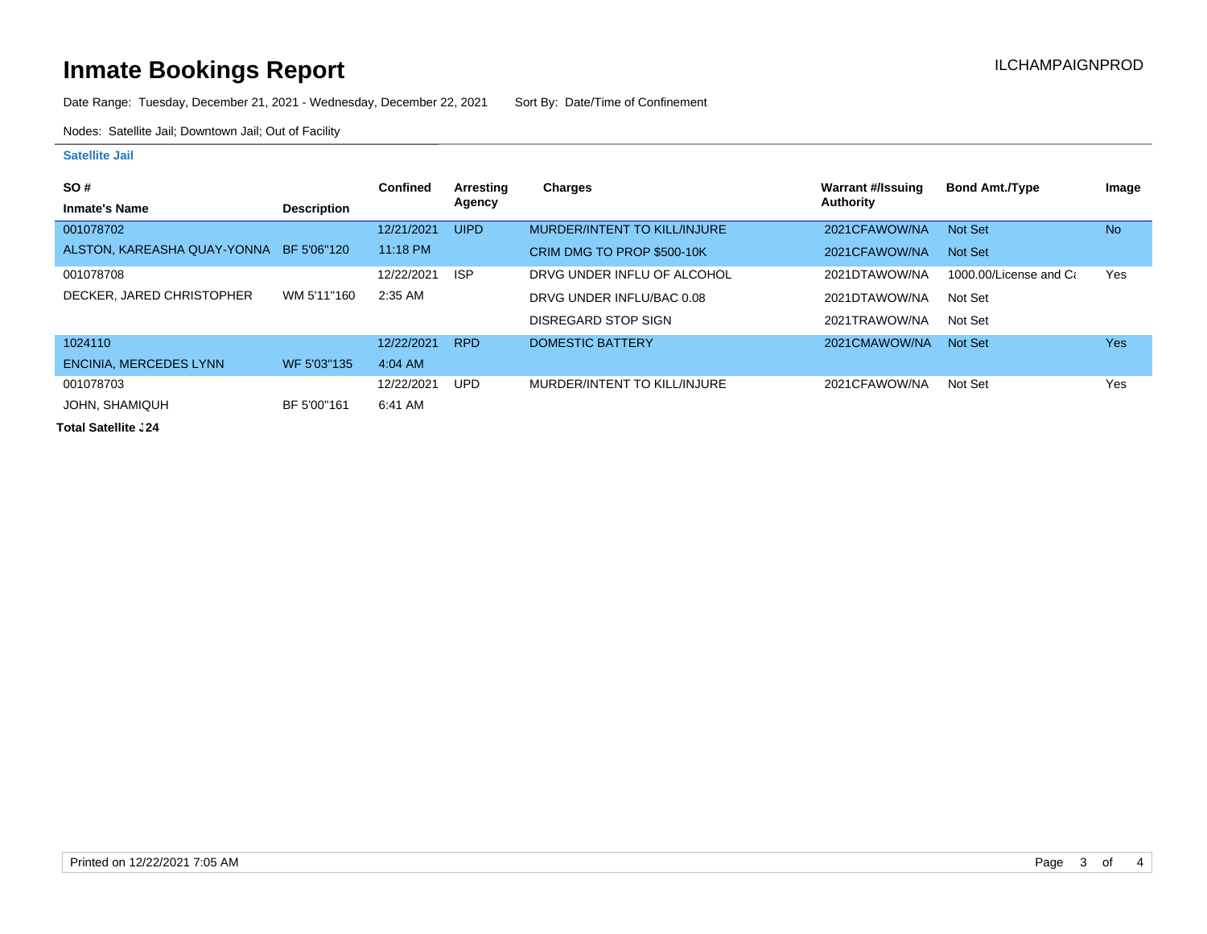# Inmate Bookings Report

ILCHAMPAIGNPROD

Date Range: Tuesday, December 21, 2021 - Wednesday, December 22, 2021    Sort By: Date/Time of Confinement

Nodes: Satellite Jail; Downtown Jail; Out of Facility

### Satellite Jail

| SO # / Inmate's Name | Description | Confined | Arresting Agency | Charges | Warrant #/Issuing Authority | Bond Amt./Type | Image |
|---|---|---|---|---|---|---|---|
| 001078702 | | 12/21/2021 | UIPD | MURDER/INTENT TO KILL/INJURE | 2021CFAWOW/NA | Not Set | No |
| ALSTON, KAREASHA QUAY-YONNA | BF 5'06"120 | 11:18 PM | | CRIM DMG TO PROP $500-10K | 2021CFAWOW/NA | Not Set | |
| 001078708 | | 12/22/2021 | ISP | DRVG UNDER INFLU OF ALCOHOL | 2021DTAWOW/NA | 1000.00/License and Ca | Yes |
| DECKER, JARED CHRISTOPHER | WM 5'11"160 | 2:35 AM | | DRVG UNDER INFLU/BAC 0.08 | 2021DTAWOW/NA | Not Set | |
| | | | | DISREGARD STOP SIGN | 2021TRAWOW/NA | Not Set | |
| 1024110 | | 12/22/2021 | RPD | DOMESTIC BATTERY | 2021CMAWOW/NA | Not Set | Yes |
| ENCINIA, MERCEDES LYNN | WF 5'03"135 | 4:04 AM | | | | | |
| 001078703 | | 12/22/2021 | UPD | MURDER/INTENT TO KILL/INJURE | 2021CFAWOW/NA | Not Set | Yes |
| JOHN, SHAMIQUH | BF 5'00"161 | 6:41 AM | | | | | |

**Total Satellite J24**

Printed on 12/22/2021 7:05 AM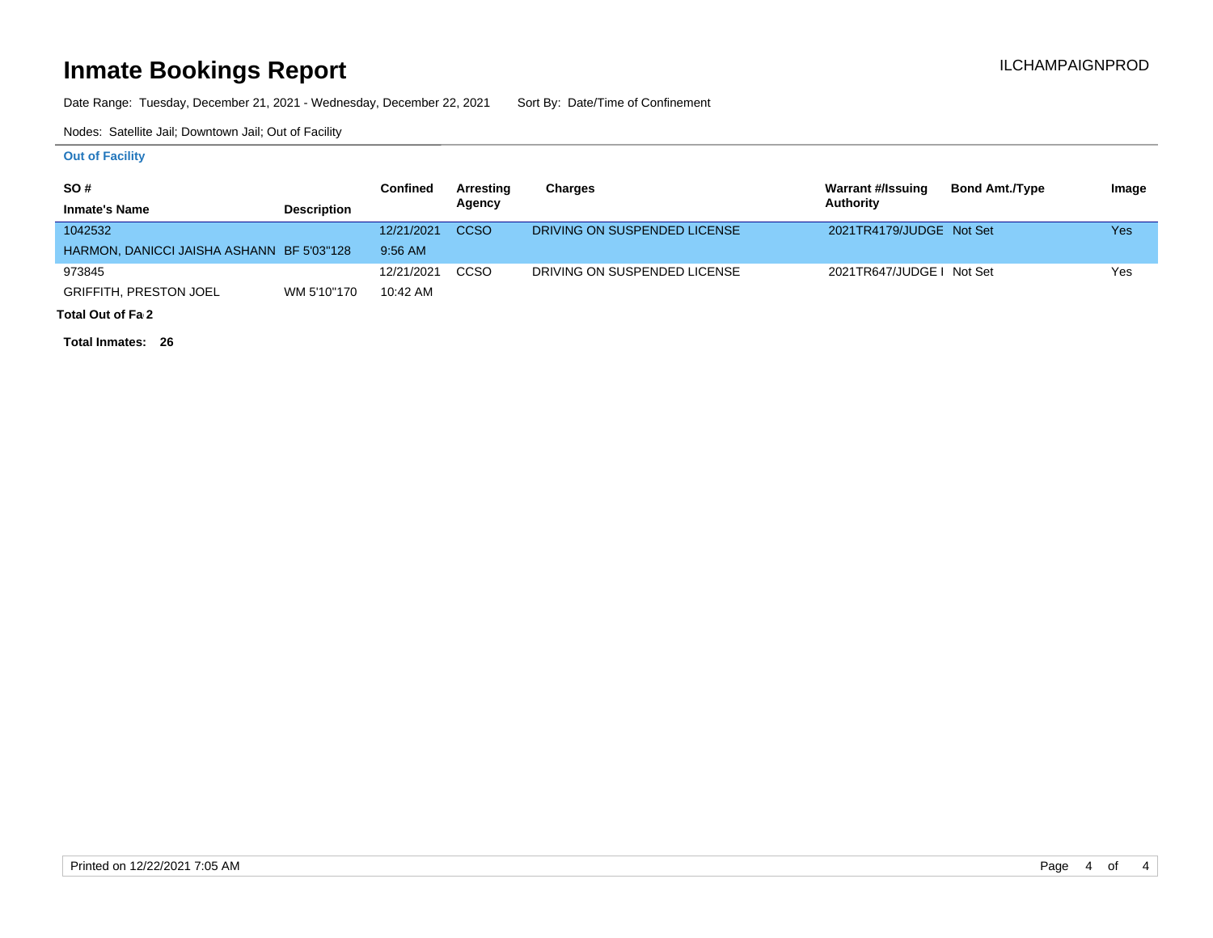# Inmate Bookings Report

ILCHAMPAIGNPROD

Date Range: Tuesday, December 21, 2021 - Wednesday, December 22, 2021    Sort By: Date/Time of Confinement

Nodes: Satellite Jail; Downtown Jail; Out of Facility

**Out of Facility**

| SO # / Inmate's Name | Description | Confined | Arresting Agency | Charges | Warrant #/Issuing Authority | Bond Amt./Type | Image |
|---|---|---|---|---|---|---|---|
| 1042532<br>HARMON, DANICCI JAISHA ASHANN | BF 5'03"128 | 12/21/2021<br>9:56 AM | CCSO | DRIVING ON SUSPENDED LICENSE | 2021TR4179/JUDGE | Not Set | Yes |
| 973845<br>GRIFFITH, PRESTON JOEL | WM 5'10"170 | 12/21/2021<br>10:42 AM | CCSO | DRIVING ON SUSPENDED LICENSE | 2021TR647/JUDGE I | Not Set | Yes |

**Total Out of Fa 2**

**Total Inmates: 26**

Printed on 12/22/2021 7:05 AM